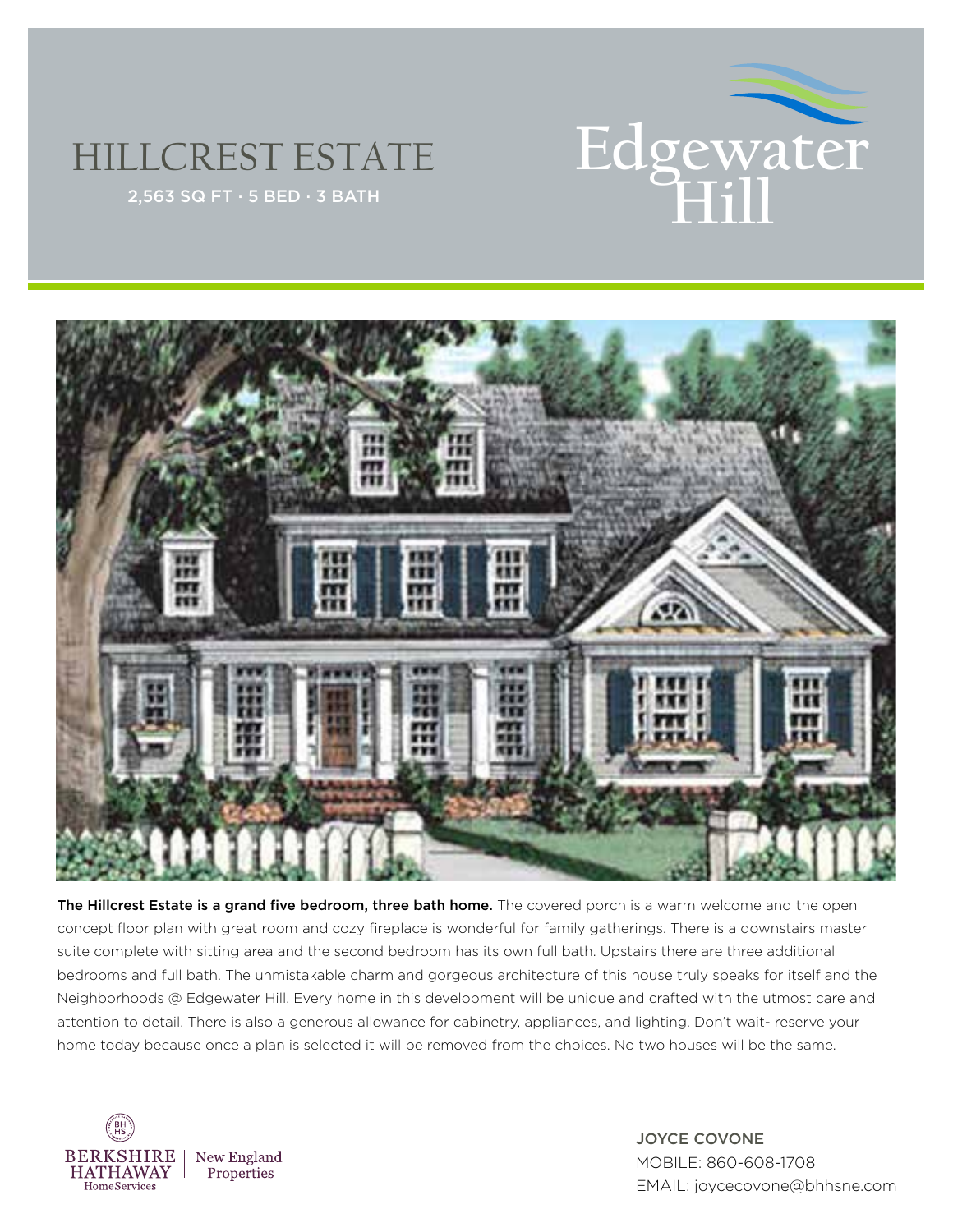# HILLCREST ESTATE

2,563 SQ FT · 5 BED · 3 BATH

Edgewater Hill

**The Hillcrest Estate is a grand five bedroom, three bath home.** The covered porch is a warm welcome and the open concept floor plan with great room and cozy fireplace is wonderful for family gatherings. There is a downstairs master suite complete with sitting area and the second bedroom has its own full bath. Upstairs there are three additional bedrooms and full bath. The unmistakable charm and gorgeous architecture of this house truly speaks for itself and the Neighborhoods @ Edgewater Hill. Every home in this development will be unique and crafted with the utmost care and attention to detail. There is also a generous allowance for cabinetry, appliances, and lighting. Don't wait- reserve your home today because once a plan is selected it will be removed from the choices. No two houses will be the same.

BERKSHIRE HATHAWAY HomeServices | New England Properties

JOYCE COVONE
MOBILE: 860-608-1708
EMAIL: joycecovone@bhhsne.com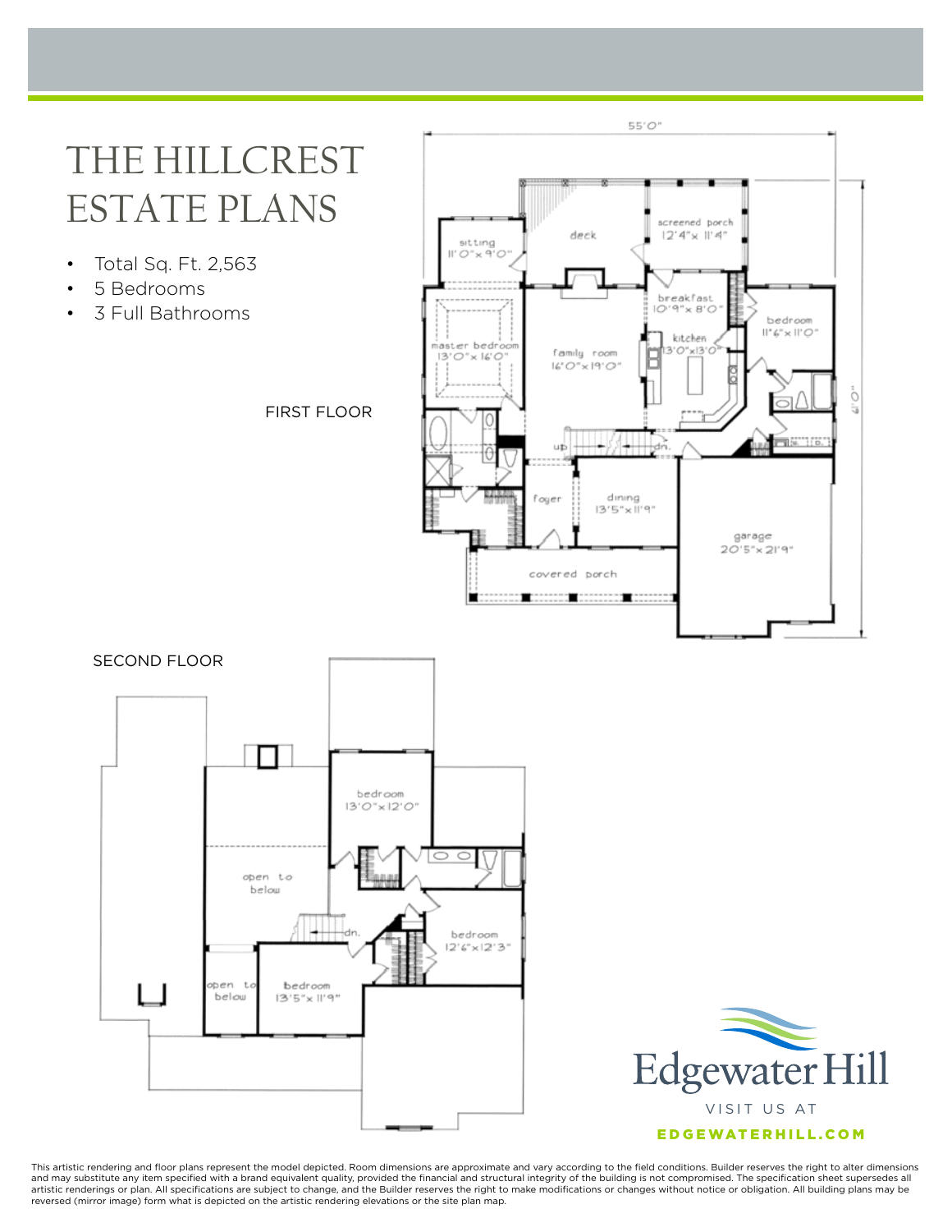# THE HILLCREST ESTATE PLANS

- Total Sq. Ft. 2,563
- 5 Bedrooms
- 3 Full Bathrooms

FIRST FLOOR

55'0"

61'0"

sitting
11'0"x 9'0"

deck

screened porch
12'4"x 11'4"

breakfast
10'9"x 8'0"

bedroom
11'6"x 11'0"

master bedroom
13'0"x 16'0"

family room
16'0"x19'0"

kitchen
13'0"x13'0"

up

dn.

foyer

dining
13'5"x 11'9"

garage
20'5"x 21'9"

covered porch

SECOND FLOOR

bedroom
13'0"x 12'0"

open to
below

dn.

bedroom
12'6"x 12'3"

open to
below

bedroom
13'5"x 11'9"

Edgewater Hill

VISIT US AT

EDGEWATERHILL.COM

This artistic rendering and floor plans represent the model depicted. Room dimensions are approximate and vary according to the field conditions. Builder reserves the right to alter dimensions and may substitute any item specified with a brand equivalent quality, provided the financial and structural integrity of the building is not compromised. The specification sheet supersedes all artistic renderings or plan. All specifications are subject to change, and the Builder reserves the right to make modifications or changes without notice or obligation. All building plans may be reversed (mirror image) form what is depicted on the artistic rendering elevations or the site plan map.